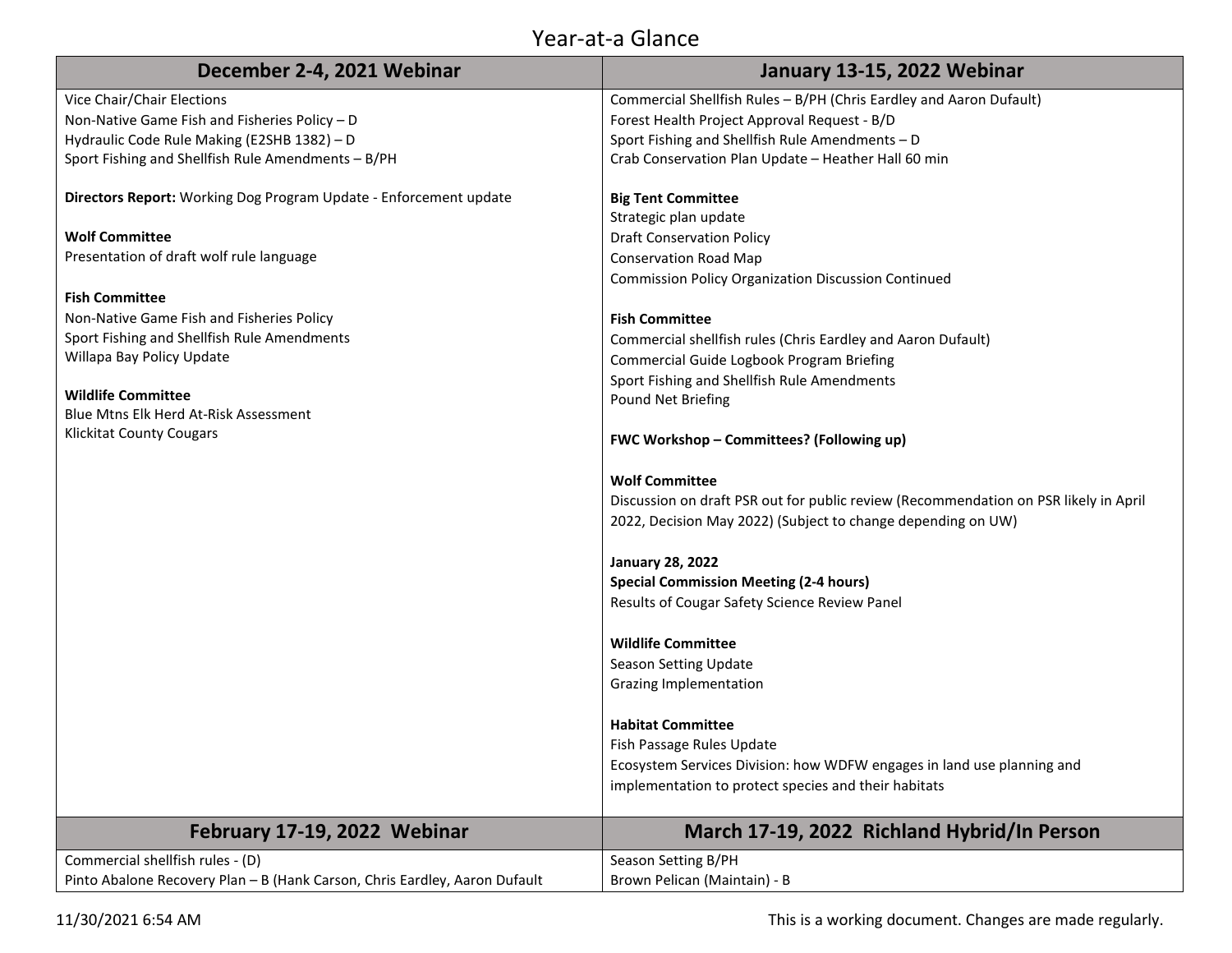# Year-at-a Glance

| December 2-4, 2021 Webinar | January 13-15, 2022 Webinar |
|---|---|
| Vice Chair/Chair Elections<br>Non-Native Game Fish and Fisheries Policy – D<br>Hydraulic Code Rule Making (E2SHB 1382) – D<br>Sport Fishing and Shellfish Rule Amendments – B/PH<br><br>**Directors Report:** Working Dog Program Update - Enforcement update<br><br>**Wolf Committee**<br>Presentation of draft wolf rule language<br><br>**Fish Committee**<br>Non-Native Game Fish and Fisheries Policy<br>Sport Fishing and Shellfish Rule Amendments<br>Willapa Bay Policy Update<br><br>**Wildlife Committee**<br>Blue Mtns Elk Herd At-Risk Assessment<br>Klickitat County Cougars | Commercial Shellfish Rules – B/PH (Chris Eardley and Aaron Dufault)<br>Forest Health Project Approval Request - B/D<br>Sport Fishing and Shellfish Rule Amendments – D<br>Crab Conservation Plan Update – Heather Hall 60 min<br><br>**Big Tent Committee**<br>Strategic plan update<br>Draft Conservation Policy<br>Conservation Road Map<br>Commission Policy Organization Discussion Continued<br><br>**Fish Committee**<br>Commercial shellfish rules (Chris Eardley and Aaron Dufault)<br>Commercial Guide Logbook Program Briefing<br>Sport Fishing and Shellfish Rule Amendments<br>Pound Net Briefing<br><br>**FWC Workshop – Committees? (Following up)**<br><br>**Wolf Committee**<br>Discussion on draft PSR out for public review (Recommendation on PSR likely in April 2022, Decision May 2022) (Subject to change depending on UW)<br><br>**January 28, 2022**<br>**Special Commission Meeting (2-4 hours)**<br>Results of Cougar Safety Science Review Panel<br><br>**Wildlife Committee**<br>Season Setting Update<br>Grazing Implementation<br><br>**Habitat Committee**<br>Fish Passage Rules Update<br>Ecosystem Services Division: how WDFW engages in land use planning and implementation to protect species and their habitats |
| **February 17-19, 2022 Webinar** | **March 17-19, 2022 Richland Hybrid/In Person** |
| Commercial shellfish rules - (D)<br>Pinto Abalone Recovery Plan – B (Hank Carson, Chris Eardley, Aaron Dufault | Season Setting B/PH<br>Brown Pelican (Maintain) - B |

11/30/2021 6:54 AM

This is a working document. Changes are made regularly.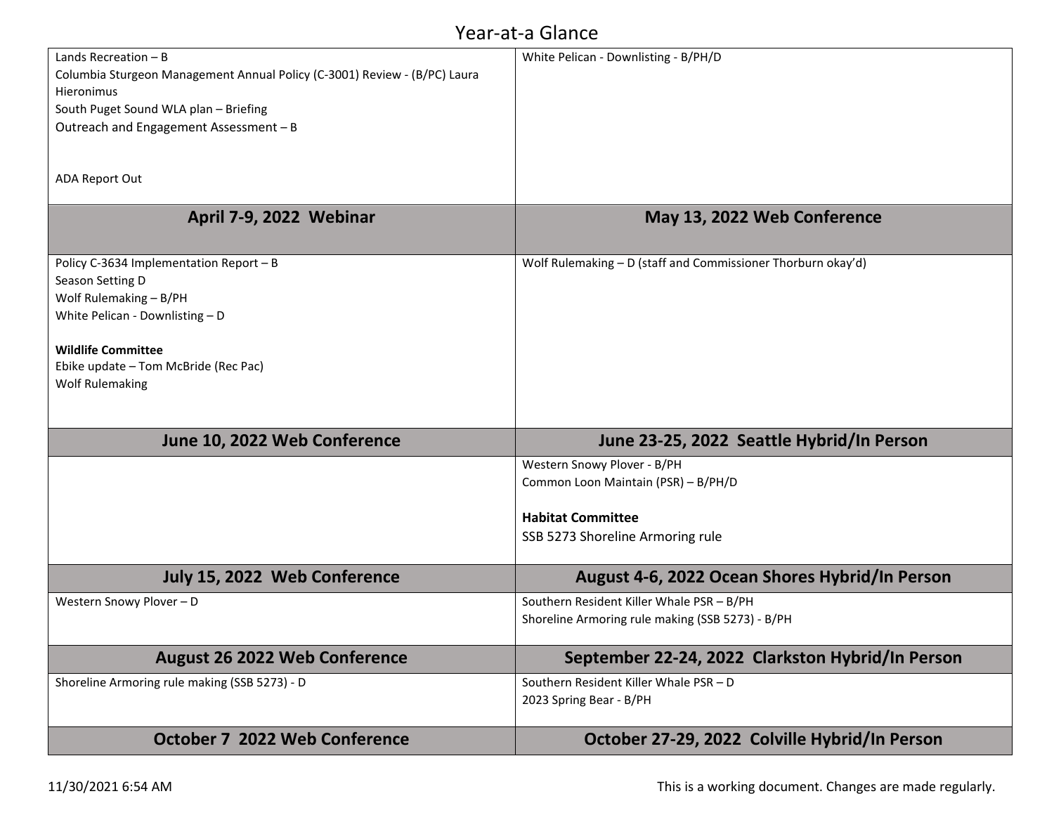# Year-at-a Glance

| | |
|---|---|
| Lands Recreation – B<br>Columbia Sturgeon Management Annual Policy (C-3001) Review - (B/PC) Laura Hieronimus<br>South Puget Sound WLA plan – Briefing<br>Outreach and Engagement Assessment – B<br><br>ADA Report Out | White Pelican - Downlisting - B/PH/D |
| **April 7-9, 2022 Webinar** | **May 13, 2022 Web Conference** |
| Policy C-3634 Implementation Report – B<br>Season Setting D<br>Wolf Rulemaking – B/PH<br>White Pelican - Downlisting – D<br><br>**Wildlife Committee**<br>Ebike update – Tom McBride (Rec Pac)<br>Wolf Rulemaking | Wolf Rulemaking – D (staff and Commissioner Thorburn okay'd) |
| **June 10, 2022 Web Conference** | **June 23-25, 2022 Seattle Hybrid/In Person** |
| | Western Snowy Plover - B/PH<br>Common Loon Maintain (PSR) – B/PH/D<br><br>**Habitat Committee**<br>SSB 5273 Shoreline Armoring rule |
| **July 15, 2022 Web Conference** | **August 4-6, 2022 Ocean Shores Hybrid/In Person** |
| Western Snowy Plover – D | Southern Resident Killer Whale PSR – B/PH<br>Shoreline Armoring rule making (SSB 5273) - B/PH |
| **August 26 2022 Web Conference** | **September 22-24, 2022 Clarkston Hybrid/In Person** |
| Shoreline Armoring rule making (SSB 5273) - D | Southern Resident Killer Whale PSR – D<br>2023 Spring Bear - B/PH |
| **October 7 2022 Web Conference** | **October 27-29, 2022 Colville Hybrid/In Person** |

11/30/2021 6:54 AM

This is a working document. Changes are made regularly.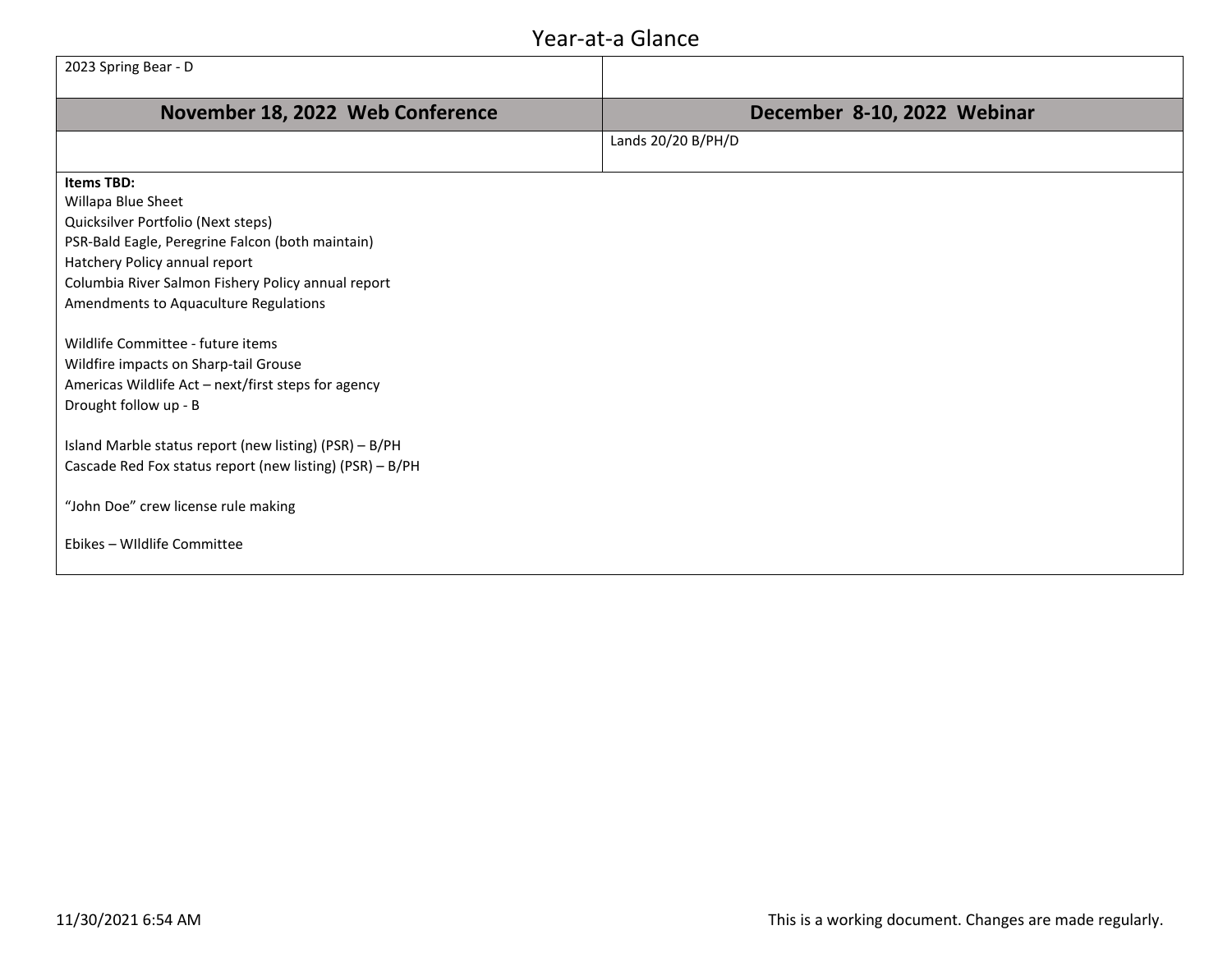# Year-at-a Glance

| | |
|---|---|
| 2023 Spring Bear - D | |
| **November 18, 2022 Web Conference** | **December 8-10, 2022 Webinar** |
| | Lands 20/20 B/PH/D |

**Items TBD:**
Willapa Blue Sheet
Quicksilver Portfolio (Next steps)
PSR-Bald Eagle, Peregrine Falcon (both maintain)
Hatchery Policy annual report
Columbia River Salmon Fishery Policy annual report
Amendments to Aquaculture Regulations

Wildlife Committee - future items
Wildfire impacts on Sharp-tail Grouse
Americas Wildlife Act – next/first steps for agency
Drought follow up - B

Island Marble status report (new listing) (PSR) – B/PH
Cascade Red Fox status report (new listing) (PSR) – B/PH

"John Doe" crew license rule making

Ebikes – WIldlife Committee

11/30/2021 6:54 AM

This is a working document. Changes are made regularly.